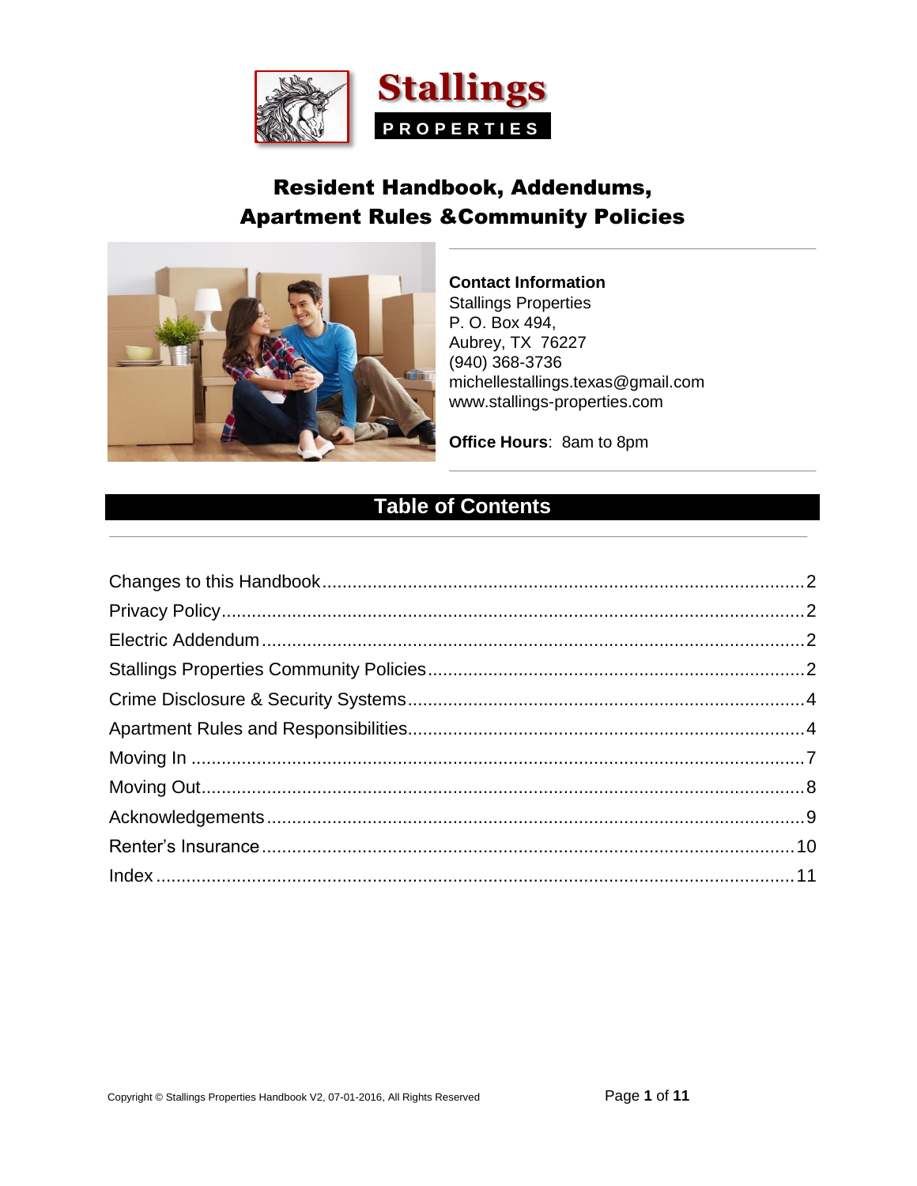**Stallings**

**PROPERTIES**

# Resident Handbook, Addendums, Apartment Rules &Community Policies

**Contact Information**
Stallings Properties
P. O. Box 494,
Aubrey, TX 76227
(940) 368-3736
michellestallings.texas@gmail.com
www.stallings-properties.com

**Office Hours**: 8am to 8pm

## Table of Contents

Changes to this Handbook....................2
Privacy Policy....................2
Electric Addendum....................2
Stallings Properties Community Policies....................2
Crime Disclosure & Security Systems....................4
Apartment Rules and Responsibilities....................4
Moving In....................7
Moving Out....................8
Acknowledgements....................9
Renter's Insurance....................10
Index....................11

Copyright © Stallings Properties Handbook V2, 07-01-2016, All Rights Reserved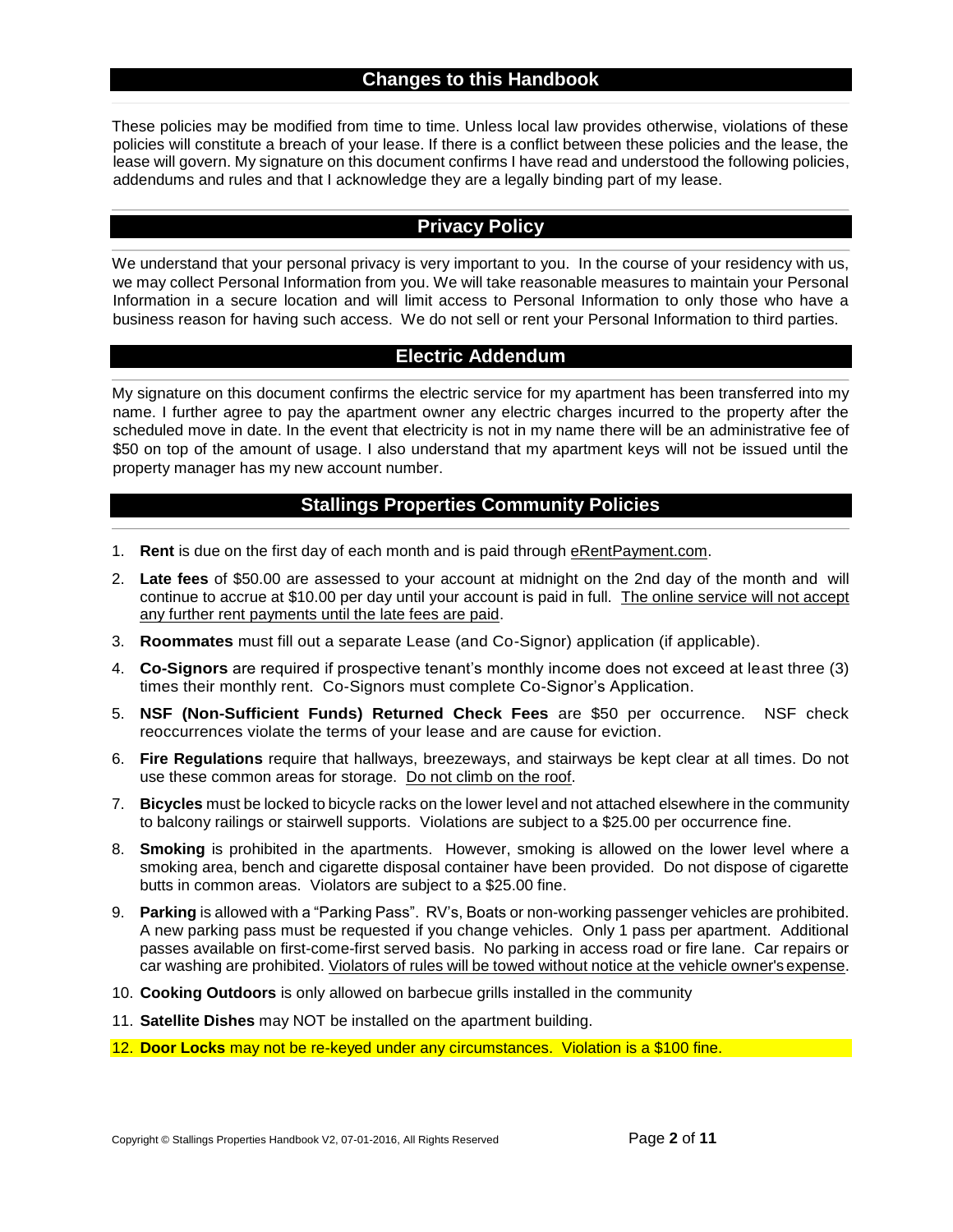## Changes to this Handbook

These policies may be modified from time to time. Unless local law provides otherwise, violations of these policies will constitute a breach of your lease. If there is a conflict between these policies and the lease, the lease will govern. My signature on this document confirms I have read and understood the following policies, addendums and rules and that I acknowledge they are a legally binding part of my lease.

## Privacy Policy

We understand that your personal privacy is very important to you. In the course of your residency with us, we may collect Personal Information from you. We will take reasonable measures to maintain your Personal Information in a secure location and will limit access to Personal Information to only those who have a business reason for having such access. We do not sell or rent your Personal Information to third parties.

## Electric Addendum

My signature on this document confirms the electric service for my apartment has been transferred into my name. I further agree to pay the apartment owner any electric charges incurred to the property after the scheduled move in date. In the event that electricity is not in my name there will be an administrative fee of $50 on top of the amount of usage. I also understand that my apartment keys will not be issued until the property manager has my new account number.

## Stallings Properties Community Policies

1. **Rent** is due on the first day of each month and is paid through eRentPayment.com.
2. **Late fees** of $50.00 are assessed to your account at midnight on the 2nd day of the month and will continue to accrue at $10.00 per day until your account is paid in full. The online service will not accept any further rent payments until the late fees are paid.
3. **Roommates** must fill out a separate Lease (and Co-Signor) application (if applicable).
4. **Co-Signors** are required if prospective tenant's monthly income does not exceed at least three (3) times their monthly rent. Co-Signors must complete Co-Signor's Application.
5. **NSF (Non-Sufficient Funds) Returned Check Fees** are $50 per occurrence. NSF check reoccurrences violate the terms of your lease and are cause for eviction.
6. **Fire Regulations** require that hallways, breezeways, and stairways be kept clear at all times. Do not use these common areas for storage. Do not climb on the roof.
7. **Bicycles** must be locked to bicycle racks on the lower level and not attached elsewhere in the community to balcony railings or stairwell supports. Violations are subject to a $25.00 per occurrence fine.
8. **Smoking** is prohibited in the apartments. However, smoking is allowed on the lower level where a smoking area, bench and cigarette disposal container have been provided. Do not dispose of cigarette butts in common areas. Violators are subject to a $25.00 fine.
9. **Parking** is allowed with a "Parking Pass". RV's, Boats or non-working passenger vehicles are prohibited. A new parking pass must be requested if you change vehicles. Only 1 pass per apartment. Additional passes available on first-come-first served basis. No parking in access road or fire lane. Car repairs or car washing are prohibited. Violators of rules will be towed without notice at the vehicle owner's expense.
10. **Cooking Outdoors** is only allowed on barbecue grills installed in the community
11. **Satellite Dishes** may NOT be installed on the apartment building.
12. **Door Locks** may not be re-keyed under any circumstances. Violation is a $100 fine.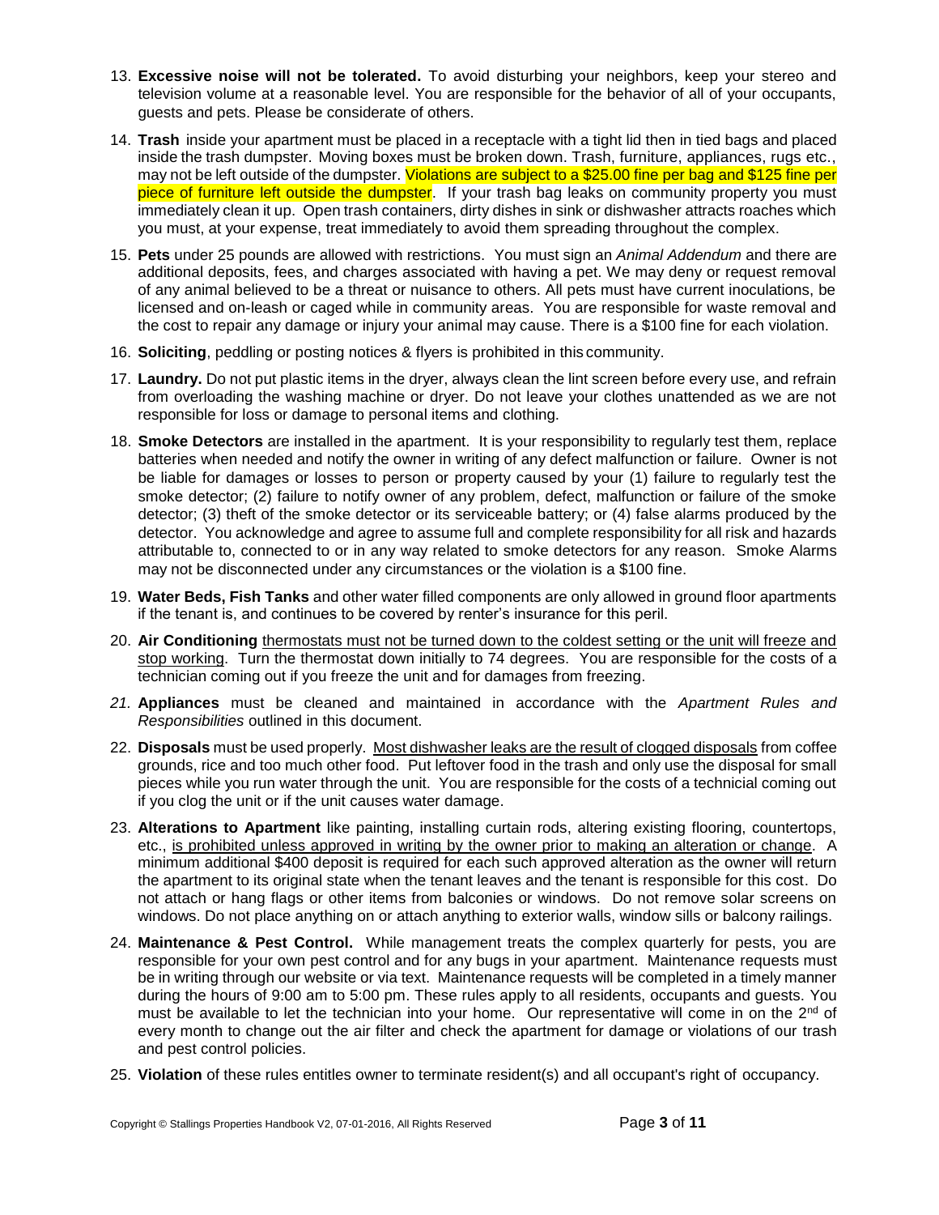13. **Excessive noise will not be tolerated.** To avoid disturbing your neighbors, keep your stereo and television volume at a reasonable level. You are responsible for the behavior of all of your occupants, guests and pets. Please be considerate of others.

14. **Trash** inside your apartment must be placed in a receptacle with a tight lid then in tied bags and placed inside the trash dumpster. Moving boxes must be broken down. Trash, furniture, appliances, rugs etc., may not be left outside of the dumpster. Violations are subject to a $25.00 fine per bag and $125 fine per piece of furniture left outside the dumpster. If your trash bag leaks on community property you must immediately clean it up. Open trash containers, dirty dishes in sink or dishwasher attracts roaches which you must, at your expense, treat immediately to avoid them spreading throughout the complex.

15. **Pets** under 25 pounds are allowed with restrictions. You must sign an *Animal Addendum* and there are additional deposits, fees, and charges associated with having a pet. We may deny or request removal of any animal believed to be a threat or nuisance to others. All pets must have current inoculations, be licensed and on-leash or caged while in community areas. You are responsible for waste removal and the cost to repair any damage or injury your animal may cause. There is a $100 fine for each violation.

16. **Soliciting**, peddling or posting notices & flyers is prohibited in this community.

17. **Laundry.** Do not put plastic items in the dryer, always clean the lint screen before every use, and refrain from overloading the washing machine or dryer. Do not leave your clothes unattended as we are not responsible for loss or damage to personal items and clothing.

18. **Smoke Detectors** are installed in the apartment. It is your responsibility to regularly test them, replace batteries when needed and notify the owner in writing of any defect malfunction or failure. Owner is not be liable for damages or losses to person or property caused by your (1) failure to regularly test the smoke detector; (2) failure to notify owner of any problem, defect, malfunction or failure of the smoke detector; (3) theft of the smoke detector or its serviceable battery; or (4) false alarms produced by the detector. You acknowledge and agree to assume full and complete responsibility for all risk and hazards attributable to, connected to or in any way related to smoke detectors for any reason. Smoke Alarms may not be disconnected under any circumstances or the violation is a $100 fine.

19. **Water Beds, Fish Tanks** and other water filled components are only allowed in ground floor apartments if the tenant is, and continues to be covered by renter's insurance for this peril.

20. **Air Conditioning** thermostats must not be turned down to the coldest setting or the unit will freeze and stop working. Turn the thermostat down initially to 74 degrees. You are responsible for the costs of a technician coming out if you freeze the unit and for damages from freezing.

21. **Appliances** must be cleaned and maintained in accordance with the *Apartment Rules and Responsibilities* outlined in this document.

22. **Disposals** must be used properly. Most dishwasher leaks are the result of clogged disposals from coffee grounds, rice and too much other food. Put leftover food in the trash and only use the disposal for small pieces while you run water through the unit. You are responsible for the costs of a technicial coming out if you clog the unit or if the unit causes water damage.

23. **Alterations to Apartment** like painting, installing curtain rods, altering existing flooring, countertops, etc., is prohibited unless approved in writing by the owner prior to making an alteration or change. A minimum additional $400 deposit is required for each such approved alteration as the owner will return the apartment to its original state when the tenant leaves and the tenant is responsible for this cost. Do not attach or hang flags or other items from balconies or windows. Do not remove solar screens on windows. Do not place anything on or attach anything to exterior walls, window sills or balcony railings.

24. **Maintenance & Pest Control.** While management treats the complex quarterly for pests, you are responsible for your own pest control and for any bugs in your apartment. Maintenance requests must be in writing through our website or via text. Maintenance requests will be completed in a timely manner during the hours of 9:00 am to 5:00 pm. These rules apply to all residents, occupants and guests. You must be available to let the technician into your home. Our representative will come in on the 2nd of every month to change out the air filter and check the apartment for damage or violations of our trash and pest control policies.

25. **Violation** of these rules entitles owner to terminate resident(s) and all occupant's right of occupancy.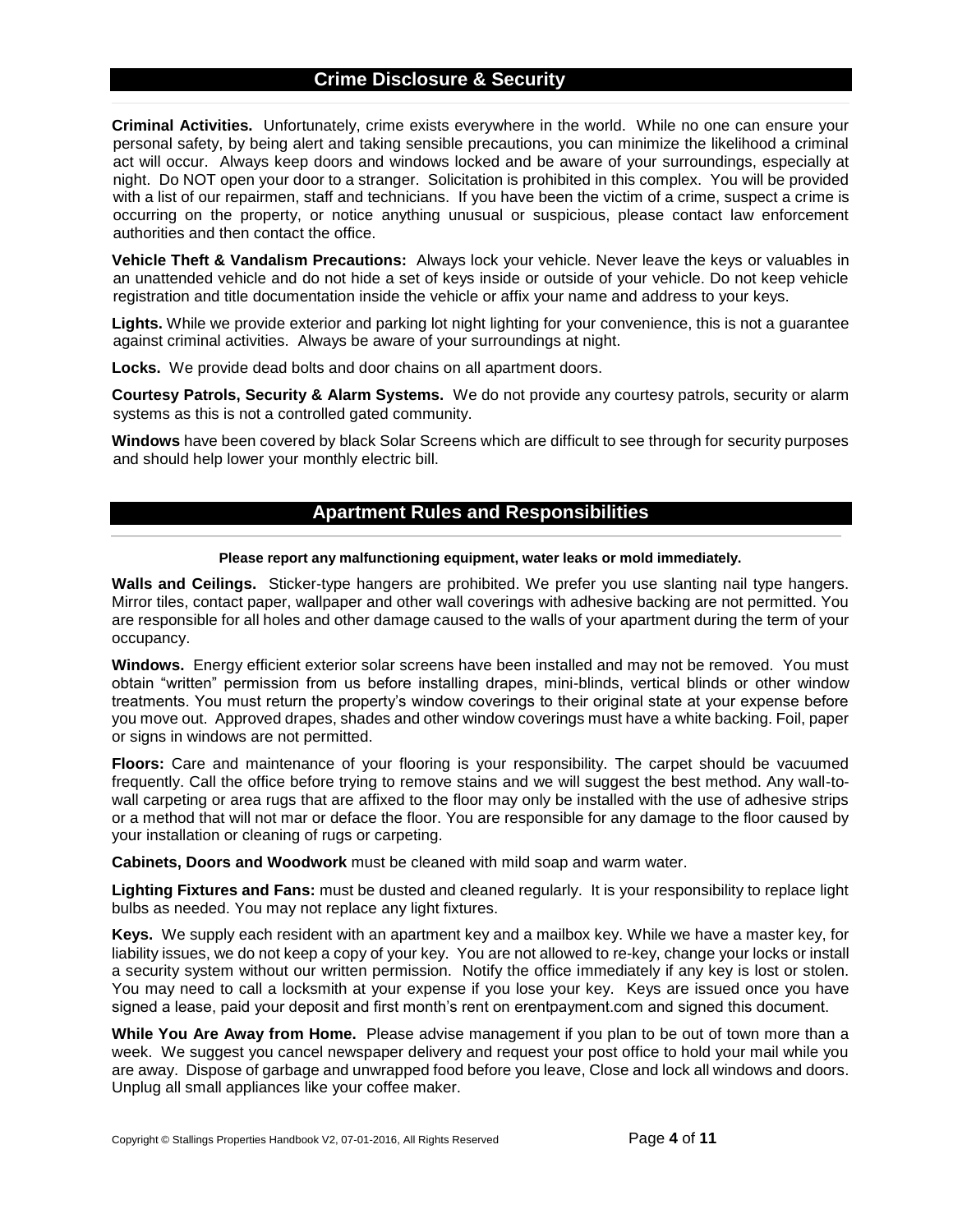## Crime Disclosure & Security

**Criminal Activities.** Unfortunately, crime exists everywhere in the world. While no one can ensure your personal safety, by being alert and taking sensible precautions, you can minimize the likelihood a criminal act will occur. Always keep doors and windows locked and be aware of your surroundings, especially at night. Do NOT open your door to a stranger. Solicitation is prohibited in this complex. You will be provided with a list of our repairmen, staff and technicians. If you have been the victim of a crime, suspect a crime is occurring on the property, or notice anything unusual or suspicious, please contact law enforcement authorities and then contact the office.

**Vehicle Theft & Vandalism Precautions:** Always lock your vehicle. Never leave the keys or valuables in an unattended vehicle and do not hide a set of keys inside or outside of your vehicle. Do not keep vehicle registration and title documentation inside the vehicle or affix your name and address to your keys.

**Lights.** While we provide exterior and parking lot night lighting for your convenience, this is not a guarantee against criminal activities. Always be aware of your surroundings at night.

**Locks.** We provide dead bolts and door chains on all apartment doors.

**Courtesy Patrols, Security & Alarm Systems.** We do not provide any courtesy patrols, security or alarm systems as this is not a controlled gated community.

**Windows** have been covered by black Solar Screens which are difficult to see through for security purposes and should help lower your monthly electric bill.

## Apartment Rules and Responsibilities

**Please report any malfunctioning equipment, water leaks or mold immediately.**

**Walls and Ceilings.** Sticker-type hangers are prohibited. We prefer you use slanting nail type hangers. Mirror tiles, contact paper, wallpaper and other wall coverings with adhesive backing are not permitted. You are responsible for all holes and other damage caused to the walls of your apartment during the term of your occupancy.

**Windows.** Energy efficient exterior solar screens have been installed and may not be removed. You must obtain "written" permission from us before installing drapes, mini-blinds, vertical blinds or other window treatments. You must return the property's window coverings to their original state at your expense before you move out. Approved drapes, shades and other window coverings must have a white backing. Foil, paper or signs in windows are not permitted.

**Floors:** Care and maintenance of your flooring is your responsibility. The carpet should be vacuumed frequently. Call the office before trying to remove stains and we will suggest the best method. Any wall-to-wall carpeting or area rugs that are affixed to the floor may only be installed with the use of adhesive strips or a method that will not mar or deface the floor. You are responsible for any damage to the floor caused by your installation or cleaning of rugs or carpeting.

**Cabinets, Doors and Woodwork** must be cleaned with mild soap and warm water.

**Lighting Fixtures and Fans:** must be dusted and cleaned regularly. It is your responsibility to replace light bulbs as needed. You may not replace any light fixtures.

**Keys.** We supply each resident with an apartment key and a mailbox key. While we have a master key, for liability issues, we do not keep a copy of your key. You are not allowed to re-key, change your locks or install a security system without our written permission. Notify the office immediately if any key is lost or stolen. You may need to call a locksmith at your expense if you lose your key. Keys are issued once you have signed a lease, paid your deposit and first month's rent on erentpayment.com and signed this document.

**While You Are Away from Home.** Please advise management if you plan to be out of town more than a week. We suggest you cancel newspaper delivery and request your post office to hold your mail while you are away. Dispose of garbage and unwrapped food before you leave, Close and lock all windows and doors. Unplug all small appliances like your coffee maker.

Copyright © Stallings Properties Handbook V2, 07-01-2016, All Rights Reserved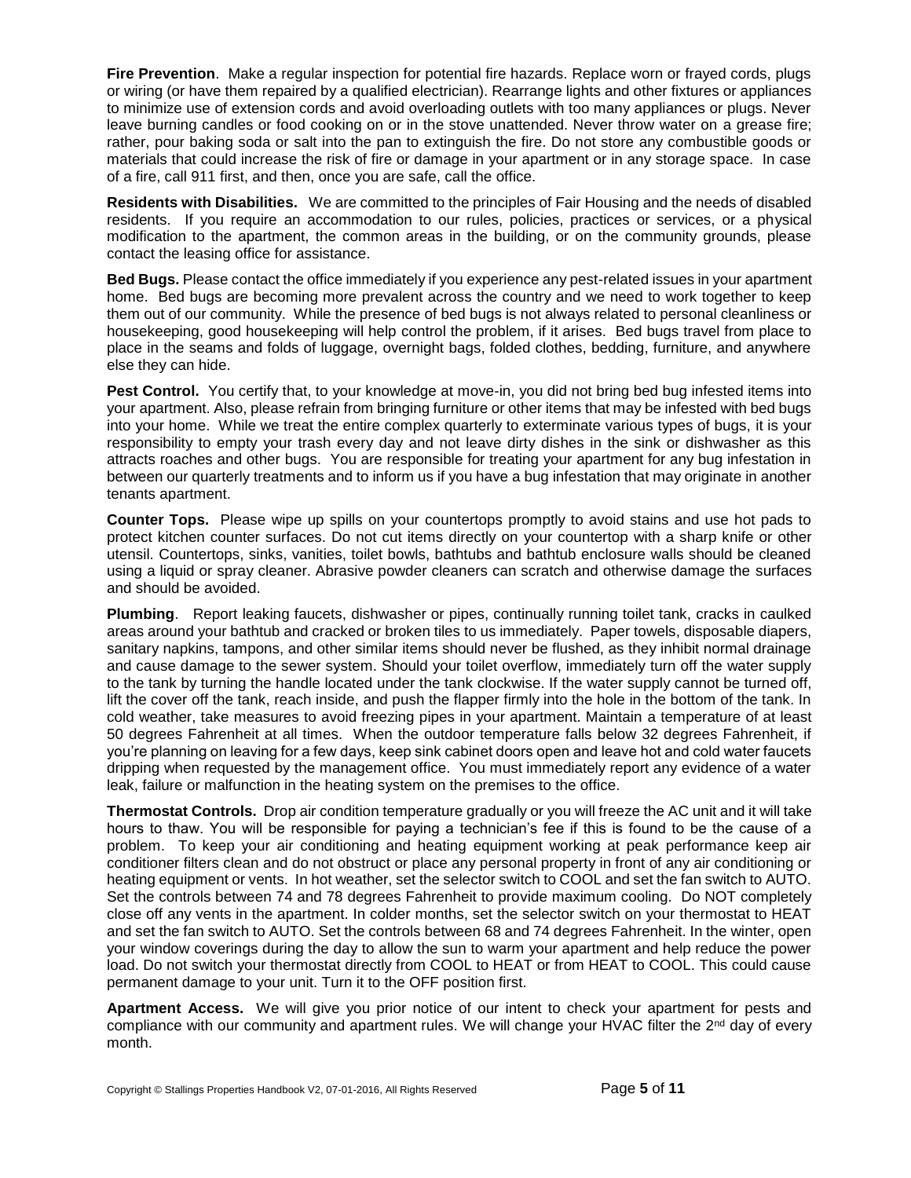**Fire Prevention**. Make a regular inspection for potential fire hazards. Replace worn or frayed cords, plugs or wiring (or have them repaired by a qualified electrician). Rearrange lights and other fixtures or appliances to minimize use of extension cords and avoid overloading outlets with too many appliances or plugs. Never leave burning candles or food cooking on or in the stove unattended. Never throw water on a grease fire; rather, pour baking soda or salt into the pan to extinguish the fire. Do not store any combustible goods or materials that could increase the risk of fire or damage in your apartment or in any storage space. In case of a fire, call 911 first, and then, once you are safe, call the office.

**Residents with Disabilities.** We are committed to the principles of Fair Housing and the needs of disabled residents. If you require an accommodation to our rules, policies, practices or services, or a physical modification to the apartment, the common areas in the building, or on the community grounds, please contact the leasing office for assistance.

**Bed Bugs.** Please contact the office immediately if you experience any pest-related issues in your apartment home. Bed bugs are becoming more prevalent across the country and we need to work together to keep them out of our community. While the presence of bed bugs is not always related to personal cleanliness or housekeeping, good housekeeping will help control the problem, if it arises. Bed bugs travel from place to place in the seams and folds of luggage, overnight bags, folded clothes, bedding, furniture, and anywhere else they can hide.

**Pest Control.** You certify that, to your knowledge at move-in, you did not bring bed bug infested items into your apartment. Also, please refrain from bringing furniture or other items that may be infested with bed bugs into your home. While we treat the entire complex quarterly to exterminate various types of bugs, it is your responsibility to empty your trash every day and not leave dirty dishes in the sink or dishwasher as this attracts roaches and other bugs. You are responsible for treating your apartment for any bug infestation in between our quarterly treatments and to inform us if you have a bug infestation that may originate in another tenants apartment.

**Counter Tops.** Please wipe up spills on your countertops promptly to avoid stains and use hot pads to protect kitchen counter surfaces. Do not cut items directly on your countertop with a sharp knife or other utensil. Countertops, sinks, vanities, toilet bowls, bathtubs and bathtub enclosure walls should be cleaned using a liquid or spray cleaner. Abrasive powder cleaners can scratch and otherwise damage the surfaces and should be avoided.

**Plumbing**. Report leaking faucets, dishwasher or pipes, continually running toilet tank, cracks in caulked areas around your bathtub and cracked or broken tiles to us immediately. Paper towels, disposable diapers, sanitary napkins, tampons, and other similar items should never be flushed, as they inhibit normal drainage and cause damage to the sewer system. Should your toilet overflow, immediately turn off the water supply to the tank by turning the handle located under the tank clockwise. If the water supply cannot be turned off, lift the cover off the tank, reach inside, and push the flapper firmly into the hole in the bottom of the tank. In cold weather, take measures to avoid freezing pipes in your apartment. Maintain a temperature of at least 50 degrees Fahrenheit at all times. When the outdoor temperature falls below 32 degrees Fahrenheit, if you're planning on leaving for a few days, keep sink cabinet doors open and leave hot and cold water faucets dripping when requested by the management office. You must immediately report any evidence of a water leak, failure or malfunction in the heating system on the premises to the office.

**Thermostat Controls.** Drop air condition temperature gradually or you will freeze the AC unit and it will take hours to thaw. You will be responsible for paying a technician's fee if this is found to be the cause of a problem. To keep your air conditioning and heating equipment working at peak performance keep air conditioner filters clean and do not obstruct or place any personal property in front of any air conditioning or heating equipment or vents. In hot weather, set the selector switch to COOL and set the fan switch to AUTO. Set the controls between 74 and 78 degrees Fahrenheit to provide maximum cooling. Do NOT completely close off any vents in the apartment. In colder months, set the selector switch on your thermostat to HEAT and set the fan switch to AUTO. Set the controls between 68 and 74 degrees Fahrenheit. In the winter, open your window coverings during the day to allow the sun to warm your apartment and help reduce the power load. Do not switch your thermostat directly from COOL to HEAT or from HEAT to COOL. This could cause permanent damage to your unit. Turn it to the OFF position first.

**Apartment Access.** We will give you prior notice of our intent to check your apartment for pests and compliance with our community and apartment rules. We will change your HVAC filter the 2nd day of every month.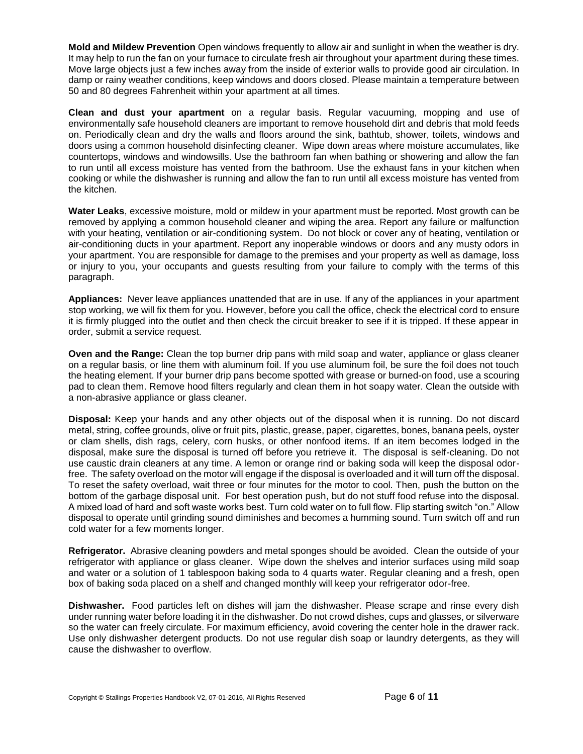**Mold and Mildew Prevention** Open windows frequently to allow air and sunlight in when the weather is dry. It may help to run the fan on your furnace to circulate fresh air throughout your apartment during these times. Move large objects just a few inches away from the inside of exterior walls to provide good air circulation. In damp or rainy weather conditions, keep windows and doors closed. Please maintain a temperature between 50 and 80 degrees Fahrenheit within your apartment at all times.

**Clean and dust your apartment** on a regular basis. Regular vacuuming, mopping and use of environmentally safe household cleaners are important to remove household dirt and debris that mold feeds on. Periodically clean and dry the walls and floors around the sink, bathtub, shower, toilets, windows and doors using a common household disinfecting cleaner. Wipe down areas where moisture accumulates, like countertops, windows and windowsills. Use the bathroom fan when bathing or showering and allow the fan to run until all excess moisture has vented from the bathroom. Use the exhaust fans in your kitchen when cooking or while the dishwasher is running and allow the fan to run until all excess moisture has vented from the kitchen.

**Water Leaks**, excessive moisture, mold or mildew in your apartment must be reported. Most growth can be removed by applying a common household cleaner and wiping the area. Report any failure or malfunction with your heating, ventilation or air-conditioning system. Do not block or cover any of heating, ventilation or air-conditioning ducts in your apartment. Report any inoperable windows or doors and any musty odors in your apartment. You are responsible for damage to the premises and your property as well as damage, loss or injury to you, your occupants and guests resulting from your failure to comply with the terms of this paragraph.

**Appliances:** Never leave appliances unattended that are in use. If any of the appliances in your apartment stop working, we will fix them for you. However, before you call the office, check the electrical cord to ensure it is firmly plugged into the outlet and then check the circuit breaker to see if it is tripped. If these appear in order, submit a service request.

**Oven and the Range:** Clean the top burner drip pans with mild soap and water, appliance or glass cleaner on a regular basis, or line them with aluminum foil. If you use aluminum foil, be sure the foil does not touch the heating element. If your burner drip pans become spotted with grease or burned-on food, use a scouring pad to clean them. Remove hood filters regularly and clean them in hot soapy water. Clean the outside with a non-abrasive appliance or glass cleaner.

**Disposal:** Keep your hands and any other objects out of the disposal when it is running. Do not discard metal, string, coffee grounds, olive or fruit pits, plastic, grease, paper, cigarettes, bones, banana peels, oyster or clam shells, dish rags, celery, corn husks, or other nonfood items. If an item becomes lodged in the disposal, make sure the disposal is turned off before you retrieve it. The disposal is self-cleaning. Do not use caustic drain cleaners at any time. A lemon or orange rind or baking soda will keep the disposal odor-free. The safety overload on the motor will engage if the disposal is overloaded and it will turn off the disposal. To reset the safety overload, wait three or four minutes for the motor to cool. Then, push the button on the bottom of the garbage disposal unit. For best operation push, but do not stuff food refuse into the disposal. A mixed load of hard and soft waste works best. Turn cold water on to full flow. Flip starting switch "on." Allow disposal to operate until grinding sound diminishes and becomes a humming sound. Turn switch off and run cold water for a few moments longer.

**Refrigerator.** Abrasive cleaning powders and metal sponges should be avoided. Clean the outside of your refrigerator with appliance or glass cleaner. Wipe down the shelves and interior surfaces using mild soap and water or a solution of 1 tablespoon baking soda to 4 quarts water. Regular cleaning and a fresh, open box of baking soda placed on a shelf and changed monthly will keep your refrigerator odor-free.

**Dishwasher.** Food particles left on dishes will jam the dishwasher. Please scrape and rinse every dish under running water before loading it in the dishwasher. Do not crowd dishes, cups and glasses, or silverware so the water can freely circulate. For maximum efficiency, avoid covering the center hole in the drawer rack. Use only dishwasher detergent products. Do not use regular dish soap or laundry detergents, as they will cause the dishwasher to overflow.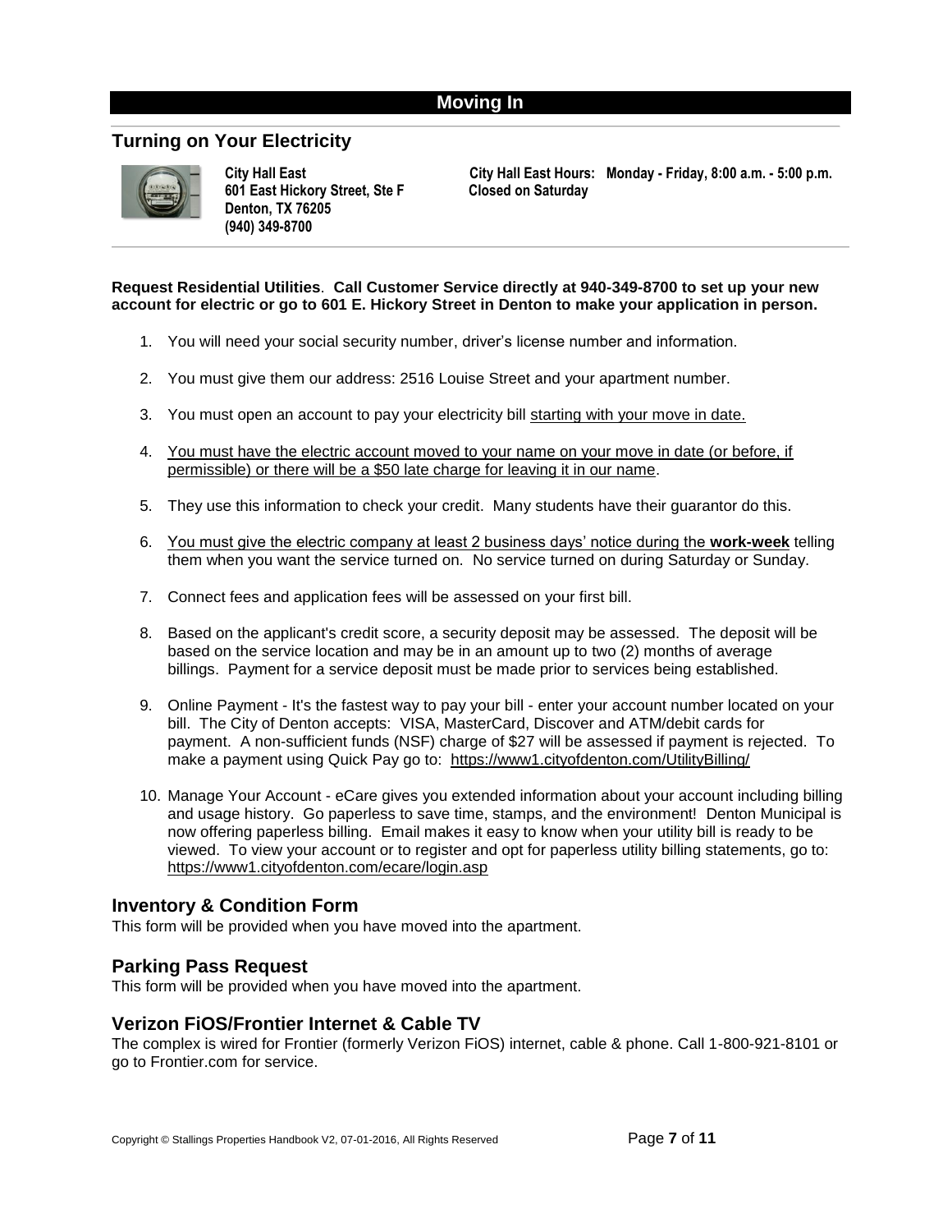# Moving In

## Turning on Your Electricity

**City Hall East**
**601 East Hickory Street, Ste F**
**Denton, TX 76205**
**(940) 349-8700**

**City Hall East Hours: Monday - Friday, 8:00 a.m. - 5:00 p.m.**
**Closed on Saturday**

**Request Residential Utilities. Call Customer Service directly at 940-349-8700 to set up your new account for electric or go to 601 E. Hickory Street in Denton to make your application in person.**

1. You will need your social security number, driver's license number and information.
2. You must give them our address: 2516 Louise Street and your apartment number.
3. You must open an account to pay your electricity bill starting with your move in date.
4. You must have the electric account moved to your name on your move in date (or before, if permissible) or there will be a $50 late charge for leaving it in our name.
5. They use this information to check your credit. Many students have their guarantor do this.
6. You must give the electric company at least 2 business days' notice during the **work-week** telling them when you want the service turned on. No service turned on during Saturday or Sunday.
7. Connect fees and application fees will be assessed on your first bill.
8. Based on the applicant's credit score, a security deposit may be assessed. The deposit will be based on the service location and may be in an amount up to two (2) months of average billings. Payment for a service deposit must be made prior to services being established.
9. Online Payment - It's the fastest way to pay your bill - enter your account number located on your bill. The City of Denton accepts: VISA, MasterCard, Discover and ATM/debit cards for payment. A non-sufficient funds (NSF) charge of $27 will be assessed if payment is rejected. To make a payment using Quick Pay go to: https://www1.cityofdenton.com/UtilityBilling/
10. Manage Your Account - eCare gives you extended information about your account including billing and usage history. Go paperless to save time, stamps, and the environment! Denton Municipal is now offering paperless billing. Email makes it easy to know when your utility bill is ready to be viewed. To view your account or to register and opt for paperless utility billing statements, go to: https://www1.cityofdenton.com/ecare/login.asp

## Inventory & Condition Form

This form will be provided when you have moved into the apartment.

## Parking Pass Request

This form will be provided when you have moved into the apartment.

## Verizon FiOS/Frontier Internet & Cable TV

The complex is wired for Frontier (formerly Verizon FiOS) internet, cable & phone. Call 1-800-921-8101 or go to Frontier.com for service.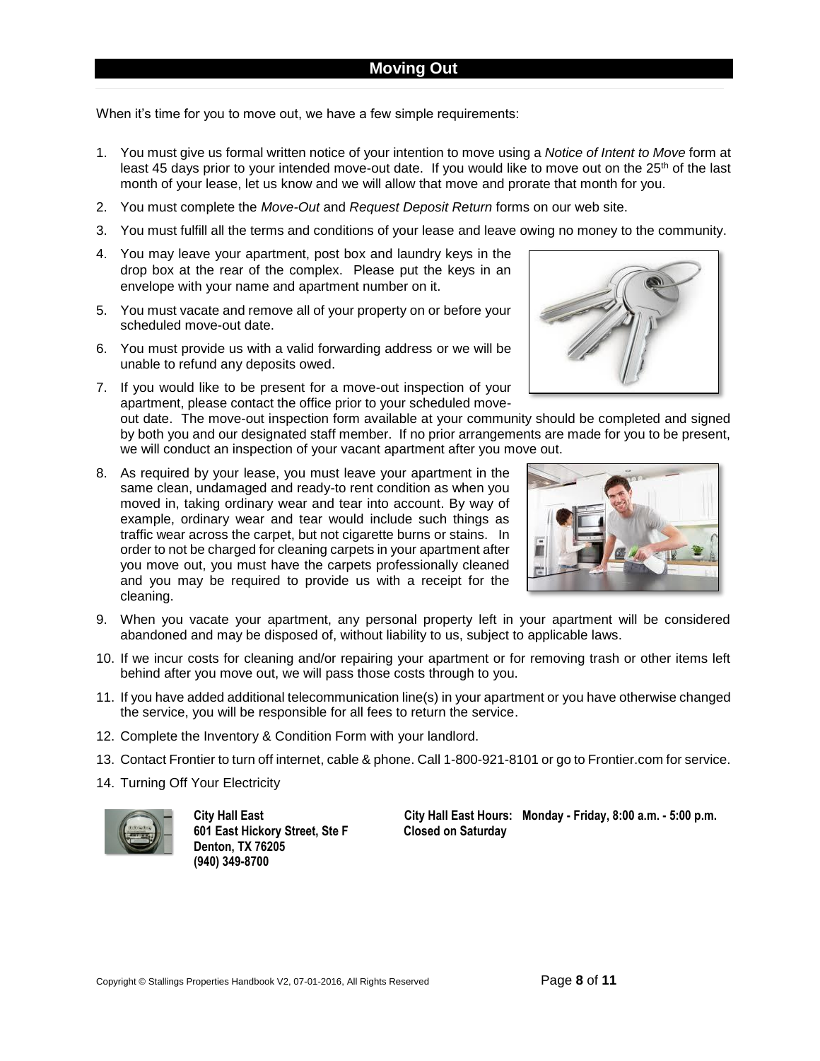## Moving Out

When it's time for you to move out, we have a few simple requirements:

1. You must give us formal written notice of your intention to move using a *Notice of Intent to Move* form at least 45 days prior to your intended move-out date. If you would like to move out on the 25th of the last month of your lease, let us know and we will allow that move and prorate that month for you.
2. You must complete the *Move-Out* and *Request Deposit Return* forms on our web site.
3. You must fulfill all the terms and conditions of your lease and leave owing no money to the community.
4. You may leave your apartment, post box and laundry keys in the drop box at the rear of the complex. Please put the keys in an envelope with your name and apartment number on it.
5. You must vacate and remove all of your property on or before your scheduled move-out date.
6. You must provide us with a valid forwarding address or we will be unable to refund any deposits owed.
7. If you would like to be present for a move-out inspection of your apartment, please contact the office prior to your scheduled move-out date. The move-out inspection form available at your community should be completed and signed by both you and our designated staff member. If no prior arrangements are made for you to be present, we will conduct an inspection of your vacant apartment after you move out.
8. As required by your lease, you must leave your apartment in the same clean, undamaged and ready-to rent condition as when you moved in, taking ordinary wear and tear into account. By way of example, ordinary wear and tear would include such things as traffic wear across the carpet, but not cigarette burns or stains. In order to not be charged for cleaning carpets in your apartment after you move out, you must have the carpets professionally cleaned and you may be required to provide us with a receipt for the cleaning.
9. When you vacate your apartment, any personal property left in your apartment will be considered abandoned and may be disposed of, without liability to us, subject to applicable laws.
10. If we incur costs for cleaning and/or repairing your apartment or for removing trash or other items left behind after you move out, we will pass those costs through to you.
11. If you have added additional telecommunication line(s) in your apartment or you have otherwise changed the service, you will be responsible for all fees to return the service.
12. Complete the Inventory & Condition Form with your landlord.
13. Contact Frontier to turn off internet, cable & phone. Call 1-800-921-8101 or go to Frontier.com for service.
14. Turning Off Your Electricity

**City Hall East**
**601 East Hickory Street, Ste F**
**Denton, TX 76205**
**(940) 349-8700**

**City Hall East Hours: Monday - Friday, 8:00 a.m. - 5:00 p.m.**
**Closed on Saturday**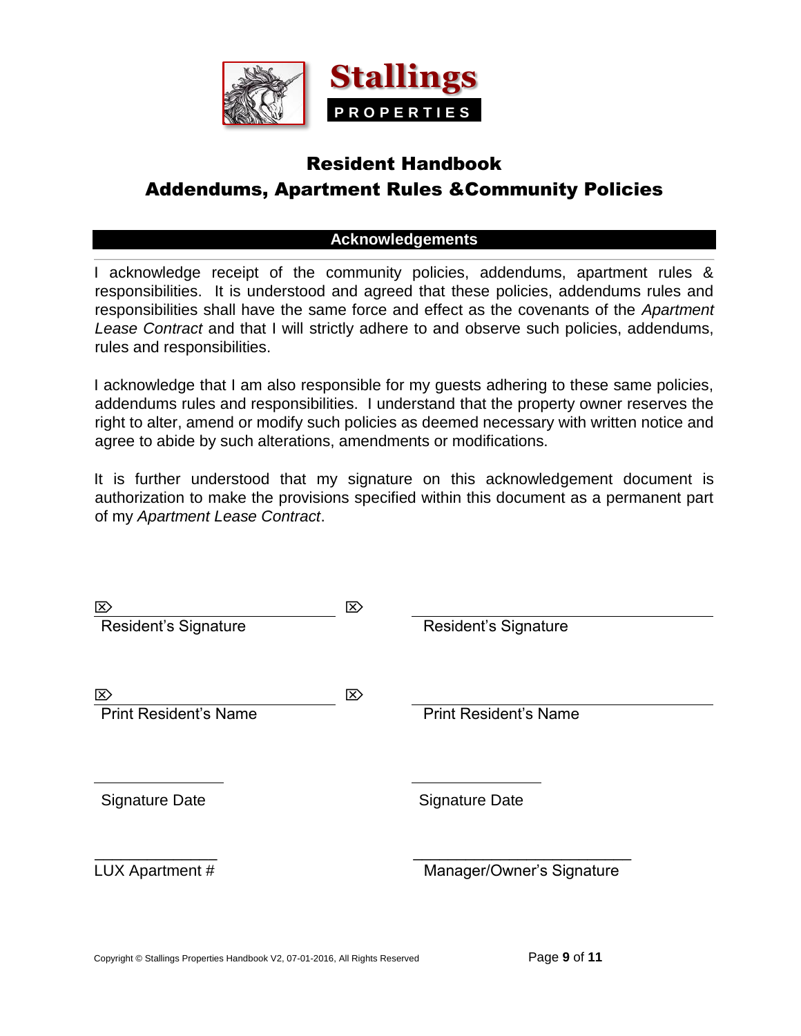**Stallings**
**PROPERTIES**

# Resident Handbook
# Addendums, Apartment Rules &Community Policies

## Acknowledgements

I acknowledge receipt of the community policies, addendums, apartment rules & responsibilities. It is understood and agreed that these policies, addendums rules and responsibilities shall have the same force and effect as the covenants of the *Apartment Lease Contract* and that I will strictly adhere to and observe such policies, addendums, rules and responsibilities.

I acknowledge that I am also responsible for my guests adhering to these same policies, addendums rules and responsibilities. I understand that the property owner reserves the right to alter, amend or modify such policies as deemed necessary with written notice and agree to abide by such alterations, amendments or modifications.

It is further understood that my signature on this acknowledgement document is authorization to make the provisions specified within this document as a permanent part of my *Apartment Lease Contract*.

| | |
|---|---|
| ⌦ ______________________ | ⌦ ______________________ |
| Resident's Signature | Resident's Signature |
| ⌦ ______________________ | ⌦ ______________________ |
| Print Resident's Name | Print Resident's Name |
| ______________ | ______________ |
| Signature Date | Signature Date |
| ______________ | ______________________ |
| LUX Apartment # | Manager/Owner's Signature |

Copyright © Stallings Properties Handbook V2, 07-01-2016, All Rights Reserved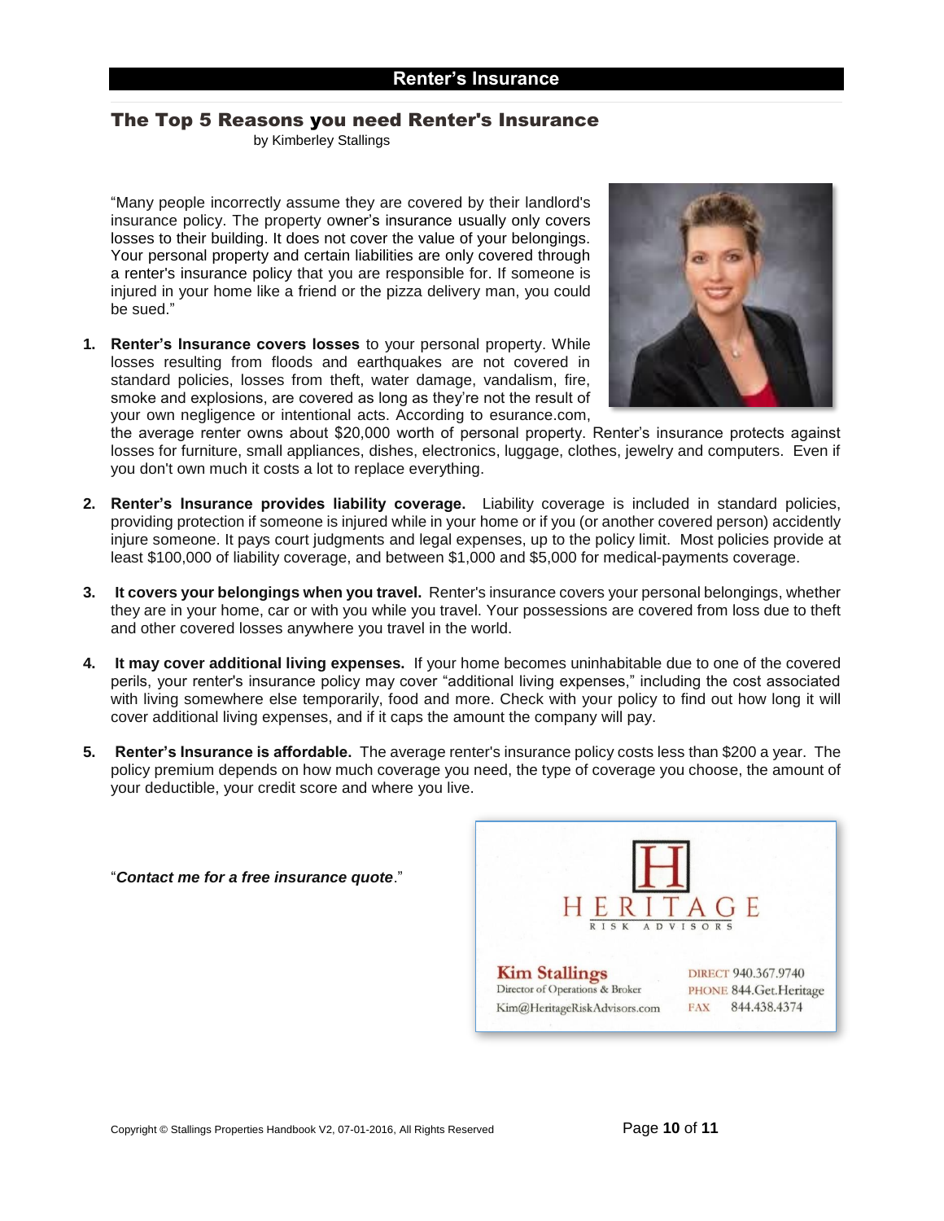# Renter's Insurance

## The Top 5 Reasons you need Renter's Insurance

by Kimberley Stallings

"Many people incorrectly assume they are covered by their landlord's insurance policy. The property owner's insurance usually only covers losses to their building. It does not cover the value of your belongings. Your personal property and certain liabilities are only covered through a renter's insurance policy that you are responsible for. If someone is injured in your home like a friend or the pizza delivery man, you could be sued."

1. **Renter's Insurance covers losses** to your personal property. While losses resulting from floods and earthquakes are not covered in standard policies, losses from theft, water damage, vandalism, fire, smoke and explosions, are covered as long as they're not the result of your own negligence or intentional acts. According to esurance.com, the average renter owns about $20,000 worth of personal property. Renter's insurance protects against losses for furniture, small appliances, dishes, electronics, luggage, clothes, jewelry and computers. Even if you don't own much it costs a lot to replace everything.

2. **Renter's Insurance provides liability coverage.** Liability coverage is included in standard policies, providing protection if someone is injured while in your home or if you (or another covered person) accidently injure someone. It pays court judgments and legal expenses, up to the policy limit. Most policies provide at least $100,000 of liability coverage, and between $1,000 and $5,000 for medical-payments coverage.

3. **It covers your belongings when you travel.** Renter's insurance covers your personal belongings, whether they are in your home, car or with you while you travel. Your possessions are covered from loss due to theft and other covered losses anywhere you travel in the world.

4. **It may cover additional living expenses.** If your home becomes uninhabitable due to one of the covered perils, your renter's insurance policy may cover "additional living expenses," including the cost associated with living somewhere else temporarily, food and more. Check with your policy to find out how long it will cover additional living expenses, and if it caps the amount the company will pay.

5. **Renter's Insurance is affordable.** The average renter's insurance policy costs less than $200 a year. The policy premium depends on how much coverage you need, the type of coverage you choose, the amount of your deductible, your credit score and where you live.

"***Contact me for a free insurance quote***."

HERITAGE
RISK ADVISORS

**Kim Stallings**
Director of Operations & Broker
Kim@HeritageRiskAdvisors.com

DIRECT 940.367.9740
PHONE 844.Get.Heritage
FAX 844.438.4374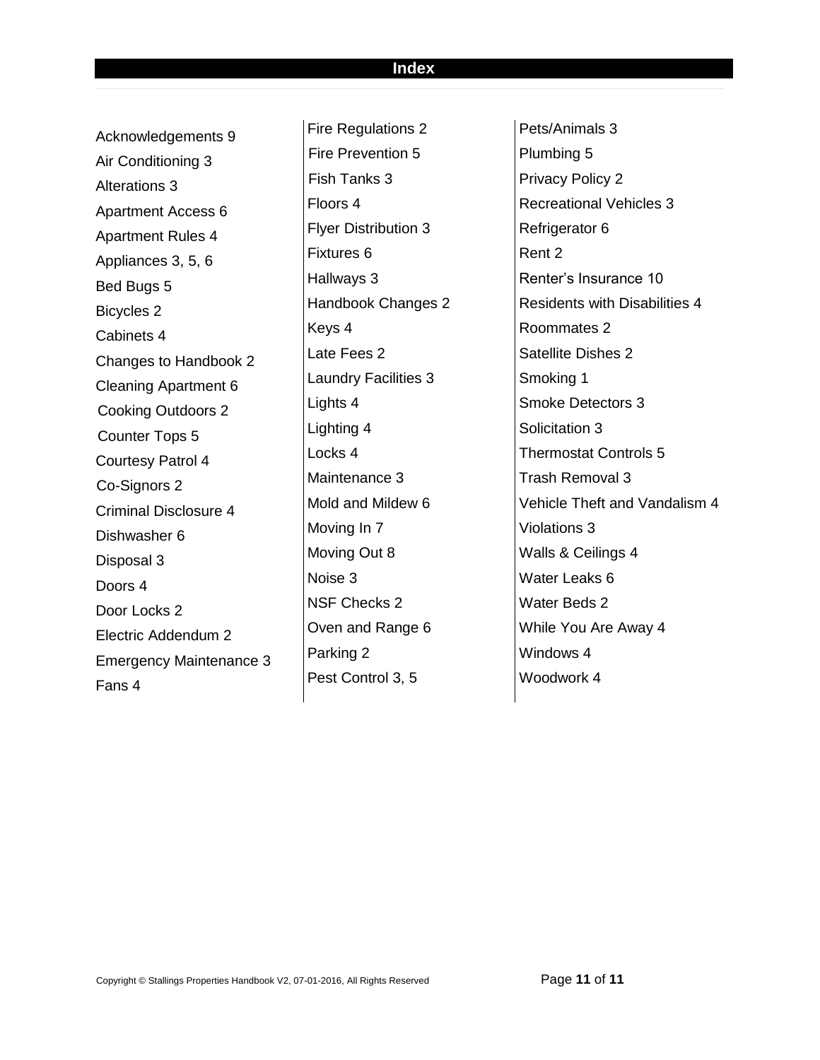# Index

Acknowledgements 9
Air Conditioning 3
Alterations 3
Apartment Access 6
Apartment Rules 4
Appliances 3, 5, 6
Bed Bugs 5
Bicycles 2
Cabinets 4
Changes to Handbook 2
Cleaning Apartment 6
Cooking Outdoors 2
Counter Tops 5
Courtesy Patrol 4
Co-Signors 2
Criminal Disclosure 4
Dishwasher 6
Disposal 3
Doors 4
Door Locks 2
Electric Addendum 2
Emergency Maintenance 3
Fans 4

Fire Regulations 2
Fire Prevention 5
Fish Tanks 3
Floors 4
Flyer Distribution 3
Fixtures 6
Hallways 3
Handbook Changes 2
Keys 4
Late Fees 2
Laundry Facilities 3
Lights 4
Lighting 4
Locks 4
Maintenance 3
Mold and Mildew 6
Moving In 7
Moving Out 8
Noise 3
NSF Checks 2
Oven and Range 6
Parking 2
Pest Control 3, 5

Pets/Animals 3
Plumbing 5
Privacy Policy 2
Recreational Vehicles 3
Refrigerator 6
Rent 2
Renter's Insurance 10
Residents with Disabilities 4
Roommates 2
Satellite Dishes 2
Smoking 1
Smoke Detectors 3
Solicitation 3
Thermostat Controls 5
Trash Removal 3
Vehicle Theft and Vandalism 4
Violations 3
Walls & Ceilings 4
Water Leaks 6
Water Beds 2
While You Are Away 4
Windows 4
Woodwork 4

Copyright © Stallings Properties Handbook V2, 07-01-2016, All Rights Reserved